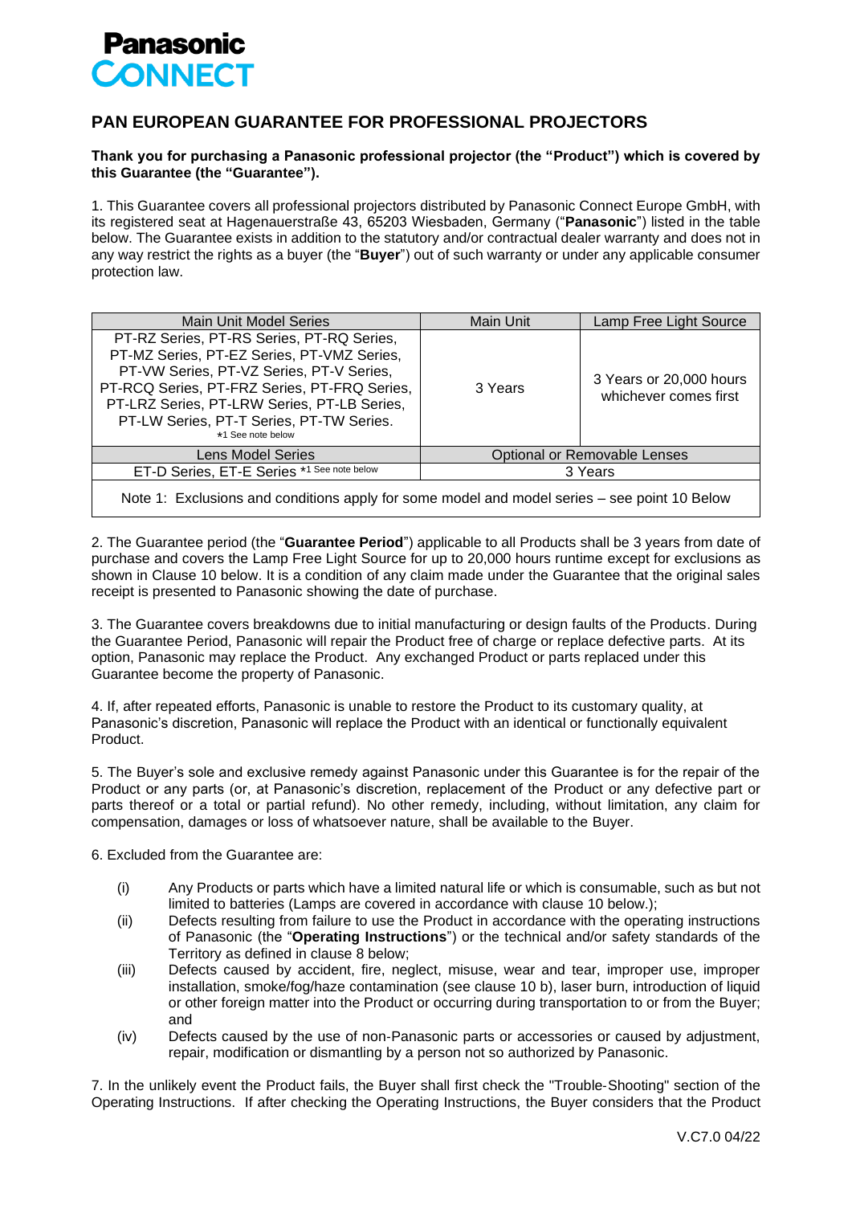**Panasonic**
**CONNECT**

## PAN EUROPEAN GUARANTEE FOR PROFESSIONAL PROJECTORS

**Thank you for purchasing a Panasonic professional projector (the "Product") which is covered by this Guarantee (the "Guarantee").**

1. This Guarantee covers all professional projectors distributed by Panasonic Connect Europe GmbH, with its registered seat at Hagenauerstraße 43, 65203 Wiesbaden, Germany ("**Panasonic**") listed in the table below. The Guarantee exists in addition to the statutory and/or contractual dealer warranty and does not in any way restrict the rights as a buyer (the "**Buyer**") out of such warranty or under any applicable consumer protection law.

| Main Unit Model Series | Main Unit | Lamp Free Light Source |
|---|---|---|
| PT-RZ Series, PT-RS Series, PT-RQ Series, PT-MZ Series, PT-EZ Series, PT-VMZ Series, PT-VW Series, PT-VZ Series, PT-V Series, PT-RCQ Series, PT-FRZ Series, PT-FRQ Series, PT-LRZ Series, PT-LRW Series, PT-LB Series, PT-LW Series, PT-T Series, PT-TW Series. *1 See note below | 3 Years | 3 Years or 20,000 hours whichever comes first |
| Lens Model Series | Optional or Removable Lenses | |
| ET-D Series, ET-E Series *1 See note below | 3 Years | |
| Note 1: Exclusions and conditions apply for some model and model series – see point 10 Below | | |

2. The Guarantee period (the "**Guarantee Period**") applicable to all Products shall be 3 years from date of purchase and covers the Lamp Free Light Source for up to 20,000 hours runtime except for exclusions as shown in Clause 10 below. It is a condition of any claim made under the Guarantee that the original sales receipt is presented to Panasonic showing the date of purchase.

3. The Guarantee covers breakdowns due to initial manufacturing or design faults of the Products. During the Guarantee Period, Panasonic will repair the Product free of charge or replace defective parts. At its option, Panasonic may replace the Product. Any exchanged Product or parts replaced under this Guarantee become the property of Panasonic.

4. If, after repeated efforts, Panasonic is unable to restore the Product to its customary quality, at Panasonic's discretion, Panasonic will replace the Product with an identical or functionally equivalent Product.

5. The Buyer's sole and exclusive remedy against Panasonic under this Guarantee is for the repair of the Product or any parts (or, at Panasonic's discretion, replacement of the Product or any defective part or parts thereof or a total or partial refund). No other remedy, including, without limitation, any claim for compensation, damages or loss of whatsoever nature, shall be available to the Buyer.

6. Excluded from the Guarantee are:

- (i) Any Products or parts which have a limited natural life or which is consumable, such as but not limited to batteries (Lamps are covered in accordance with clause 10 below.);
- (ii) Defects resulting from failure to use the Product in accordance with the operating instructions of Panasonic (the "**Operating Instructions**") or the technical and/or safety standards of the Territory as defined in clause 8 below;
- (iii) Defects caused by accident, fire, neglect, misuse, wear and tear, improper use, improper installation, smoke/fog/haze contamination (see clause 10 b), laser burn, introduction of liquid or other foreign matter into the Product or occurring during transportation to or from the Buyer; and
- (iv) Defects caused by the use of non-Panasonic parts or accessories or caused by adjustment, repair, modification or dismantling by a person not so authorized by Panasonic.

7. In the unlikely event the Product fails, the Buyer shall first check the "Trouble-Shooting" section of the Operating Instructions. If after checking the Operating Instructions, the Buyer considers that the Product

V.C7.0 04/22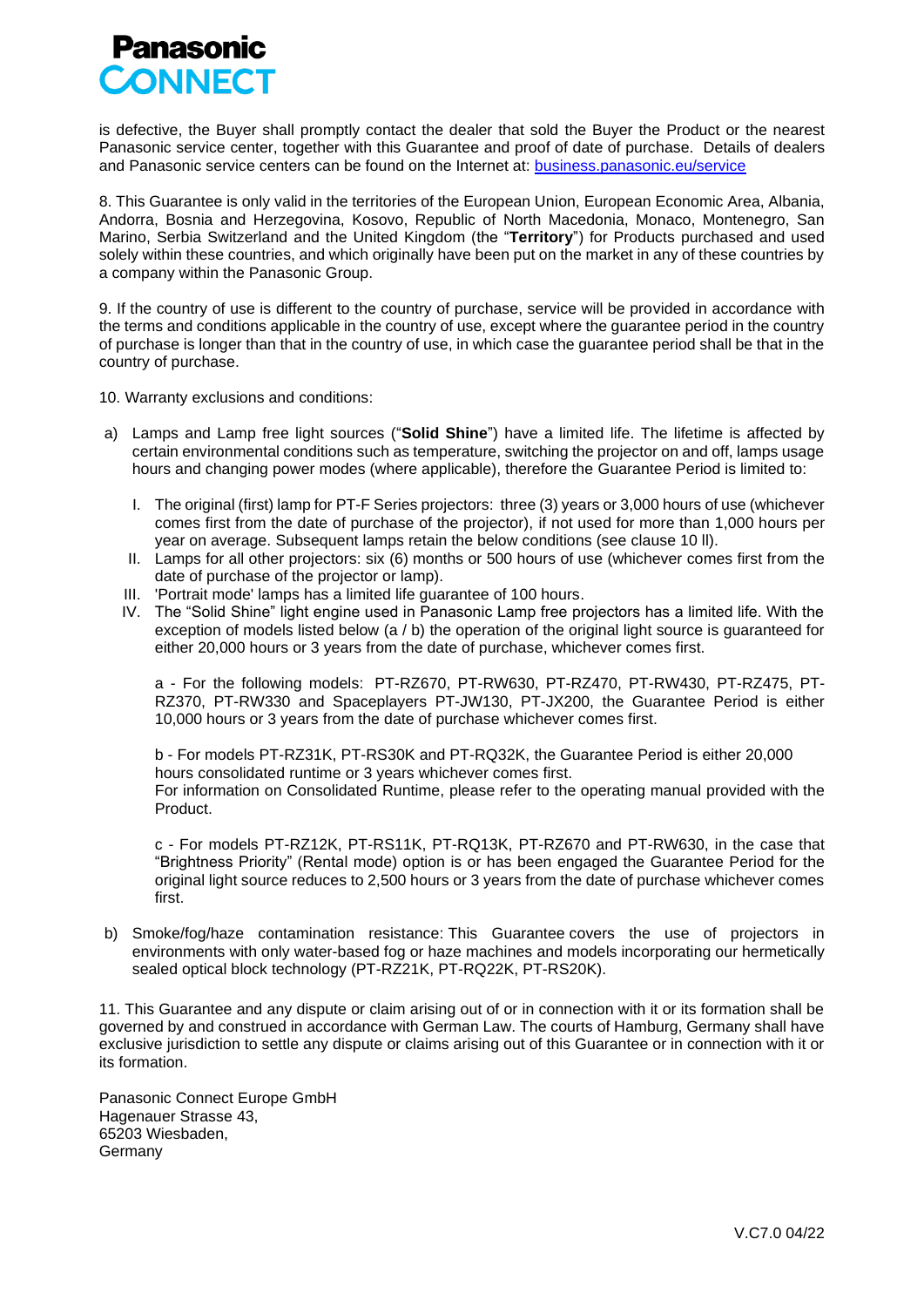is defective, the Buyer shall promptly contact the dealer that sold the Buyer the Product or the nearest Panasonic service center, together with this Guarantee and proof of date of purchase. Details of dealers and Panasonic service centers can be found on the Internet at: [business.panasonic.eu/service](business.panasonic.eu/service)

8. This Guarantee is only valid in the territories of the European Union, European Economic Area, Albania, Andorra, Bosnia and Herzegovina, Kosovo, Republic of North Macedonia, Monaco, Montenegro, San Marino, Serbia Switzerland and the United Kingdom (the "**Territory**") for Products purchased and used solely within these countries, and which originally have been put on the market in any of these countries by a company within the Panasonic Group.

9. If the country of use is different to the country of purchase, service will be provided in accordance with the terms and conditions applicable in the country of use, except where the guarantee period in the country of purchase is longer than that in the country of use, in which case the guarantee period shall be that in the country of purchase.

10. Warranty exclusions and conditions:

a) Lamps and Lamp free light sources ("**Solid Shine**") have a limited life. The lifetime is affected by certain environmental conditions such as temperature, switching the projector on and off, lamps usage hours and changing power modes (where applicable), therefore the Guarantee Period is limited to:

   I. The original (first) lamp for PT-F Series projectors: three (3) years or 3,000 hours of use (whichever comes first from the date of purchase of the projector), if not used for more than 1,000 hours per year on average. Subsequent lamps retain the below conditions (see clause 10 ll).

   II. Lamps for all other projectors: six (6) months or 500 hours of use (whichever comes first from the date of purchase of the projector or lamp).

   III. 'Portrait mode' lamps has a limited life guarantee of 100 hours.

   IV. The "Solid Shine" light engine used in Panasonic Lamp free projectors has a limited life. With the exception of models listed below (a / b) the operation of the original light source is guaranteed for either 20,000 hours or 3 years from the date of purchase, whichever comes first.

   a - For the following models: PT-RZ670, PT-RW630, PT-RZ470, PT-RW430, PT-RZ475, PT-RZ370, PT-RW330 and Spaceplayers PT-JW130, PT-JX200, the Guarantee Period is either 10,000 hours or 3 years from the date of purchase whichever comes first.

   b - For models PT-RZ31K, PT-RS30K and PT-RQ32K, the Guarantee Period is either 20,000 hours consolidated runtime or 3 years whichever comes first.
   For information on Consolidated Runtime, please refer to the operating manual provided with the Product.

   c - For models PT-RZ12K, PT-RS11K, PT-RQ13K, PT-RZ670 and PT-RW630, in the case that "Brightness Priority" (Rental mode) option is or has been engaged the Guarantee Period for the original light source reduces to 2,500 hours or 3 years from the date of purchase whichever comes first.

b) Smoke/fog/haze contamination resistance: This Guarantee covers the use of projectors in environments with only water-based fog or haze machines and models incorporating our hermetically sealed optical block technology (PT-RZ21K, PT-RQ22K, PT-RS20K).

11. This Guarantee and any dispute or claim arising out of or in connection with it or its formation shall be governed by and construed in accordance with German Law. The courts of Hamburg, Germany shall have exclusive jurisdiction to settle any dispute or claims arising out of this Guarantee or in connection with it or its formation.

Panasonic Connect Europe GmbH
Hagenauer Strasse 43,
65203 Wiesbaden,
Germany

V.C7.0 04/22